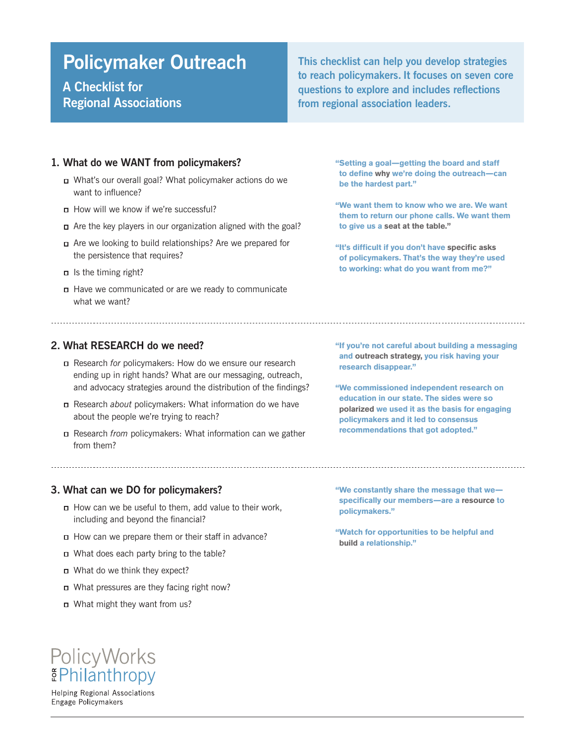# Policymaker Outreach

## A Checklist for Regional Associations

**This checklist can help you develop strategies to reach policymakers. It focuses on seven core questions to explore and includes reflections from regional association leaders.**

### 1. What do we WANT from policymakers?

- What's our overall goal? What policymaker actions do we want to influence?
- How will we know if we're successful?
- Are the key players in our organization aligned with the goal?
- Are we looking to build relationships? Are we prepared for the persistence that requires?
- Is the timing right?
- Have we communicated or are we ready to communicate what we want?

**"Setting a goal—getting the board and staff to define why we're doing the outreach—can be the hardest part."**

**"We want them to know who we are. We want them to return our phone calls. We want them to give us a seat at the table."**

**"It's difficult if you don't have specific asks of policymakers. That's the way they're used to working: what do you want from me?"**

---

### 2. What RESEARCH do we need?

- Research *for* policymakers: How do we ensure our research ending up in right hands? What are our messaging, outreach, and advocacy strategies around the distribution of the findings?
- Research *about* policymakers: What information do we have about the people we're trying to reach?
- Research *from* policymakers: What information can we gather from them?

**"If you're not careful about building a messaging and outreach strategy, you risk having your research disappear."**

**"We commissioned independent research on education in our state. The sides were so polarized we used it as the basis for engaging policymakers and it led to consensus recommendations that got adopted."**

---

### 3. What can we DO for policymakers?

- How can we be useful to them, add value to their work, including and beyond the financial?
- How can we prepare them or their staff in advance?
- What does each party bring to the table?
- What do we think they expect?
- What pressures are they facing right now?
- What might they want from us?

**"We constantly share the message that we—specifically our members—are a resource to policymakers."**

**"Watch for opportunities to be helpful and build a relationship."**

PolicyWorks for Philanthropy

Helping Regional Associations Engage Policymakers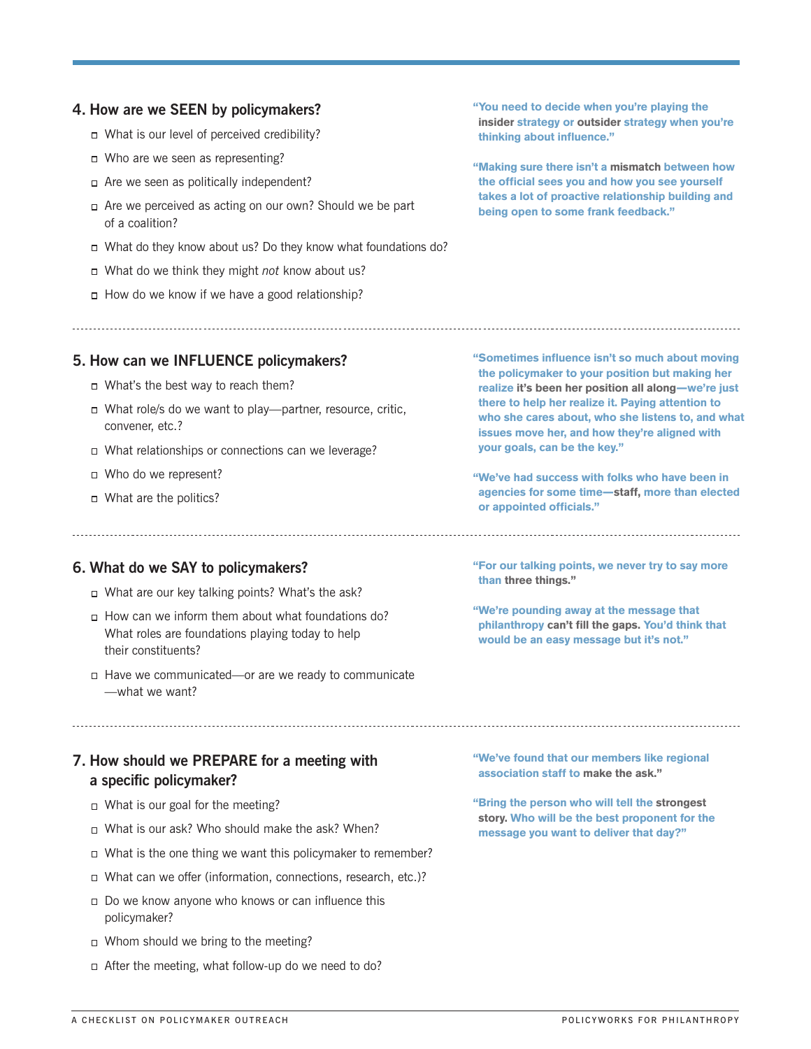## 4. How are we SEEN by policymakers?

- ☐ What is our level of perceived credibility?
- ☐ Who are we seen as representing?
- ☐ Are we seen as politically independent?
- ☐ Are we perceived as acting on our own? Should we be part of a coalition?
- ☐ What do they know about us? Do they know what foundations do?
- ☐ What do we think they might *not* know about us?
- ☐ How do we know if we have a good relationship?

**"You need to decide when you're playing the insider strategy or outsider strategy when you're thinking about influence."**

**"Making sure there isn't a mismatch between how the official sees you and how you see yourself takes a lot of proactive relationship building and being open to some frank feedback."**

---

## 5. How can we INFLUENCE policymakers?

- ☐ What's the best way to reach them?
- ☐ What role/s do we want to play—partner, resource, critic, convener, etc.?
- ☐ What relationships or connections can we leverage?
- ☐ Who do we represent?
- ☐ What are the politics?

**"Sometimes influence isn't so much about moving the policymaker to your position but making her realize it's been her position all along—we're just there to help her realize it. Paying attention to who she cares about, who she listens to, and what issues move her, and how they're aligned with your goals, can be the key."**

**"We've had success with folks who have been in agencies for some time—staff, more than elected or appointed officials."**

---

## 6. What do we SAY to policymakers?

- ☐ What are our key talking points? What's the ask?
- ☐ How can we inform them about what foundations do? What roles are foundations playing today to help their constituents?
- ☐ Have we communicated—or are we ready to communicate—what we want?

**"For our talking points, we never try to say more than three things."**

**"We're pounding away at the message that philanthropy can't fill the gaps. You'd think that would be an easy message but it's not."**

---

## 7. How should we PREPARE for a meeting with a specific policymaker?

- ☐ What is our goal for the meeting?
- ☐ What is our ask? Who should make the ask? When?
- ☐ What is the one thing we want this policymaker to remember?
- ☐ What can we offer (information, connections, research, etc.)?
- ☐ Do we know anyone who knows or can influence this policymaker?
- ☐ Whom should we bring to the meeting?
- ☐ After the meeting, what follow-up do we need to do?

**"We've found that our members like regional association staff to make the ask."**

**"Bring the person who will tell the strongest story. Who will be the best proponent for the message you want to deliver that day?"**